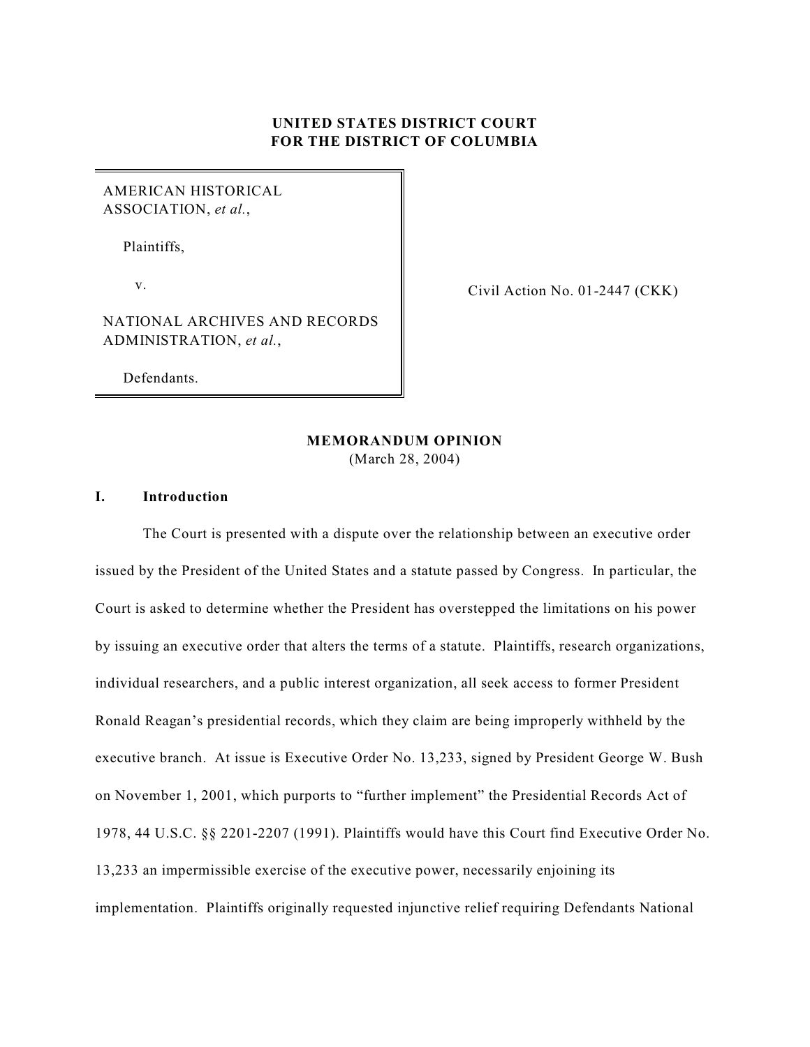**UNITED STATES DISTRICT COURT**
**FOR THE DISTRICT OF COLUMBIA**

AMERICAN HISTORICAL ASSOCIATION, *et al.*,

Plaintiffs,

v.

NATIONAL ARCHIVES AND RECORDS ADMINISTRATION, *et al.*,

Defendants.

Civil Action No. 01-2447 (CKK)

**MEMORANDUM OPINION**
(March 28, 2004)

## I. Introduction

The Court is presented with a dispute over the relationship between an executive order issued by the President of the United States and a statute passed by Congress. In particular, the Court is asked to determine whether the President has overstepped the limitations on his power by issuing an executive order that alters the terms of a statute. Plaintiffs, research organizations, individual researchers, and a public interest organization, all seek access to former President Ronald Reagan's presidential records, which they claim are being improperly withheld by the executive branch. At issue is Executive Order No. 13,233, signed by President George W. Bush on November 1, 2001, which purports to "further implement" the Presidential Records Act of 1978, 44 U.S.C. §§ 2201-2207 (1991). Plaintiffs would have this Court find Executive Order No. 13,233 an impermissible exercise of the executive power, necessarily enjoining its implementation. Plaintiffs originally requested injunctive relief requiring Defendants National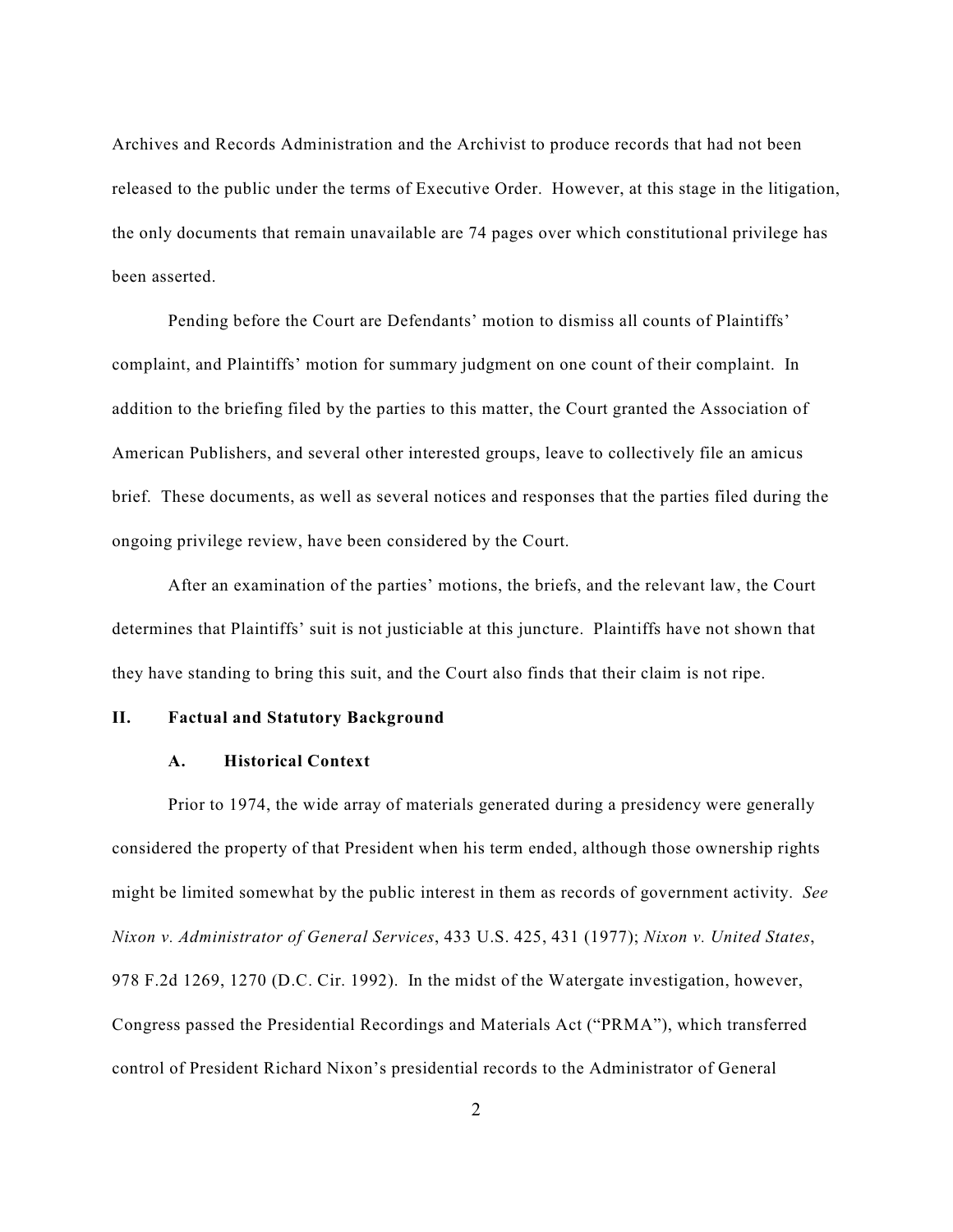Archives and Records Administration and the Archivist to produce records that had not been released to the public under the terms of Executive Order. However, at this stage in the litigation, the only documents that remain unavailable are 74 pages over which constitutional privilege has been asserted.

Pending before the Court are Defendants' motion to dismiss all counts of Plaintiffs' complaint, and Plaintiffs' motion for summary judgment on one count of their complaint. In addition to the briefing filed by the parties to this matter, the Court granted the Association of American Publishers, and several other interested groups, leave to collectively file an amicus brief. These documents, as well as several notices and responses that the parties filed during the ongoing privilege review, have been considered by the Court.

After an examination of the parties' motions, the briefs, and the relevant law, the Court determines that Plaintiffs' suit is not justiciable at this juncture. Plaintiffs have not shown that they have standing to bring this suit, and the Court also finds that their claim is not ripe.

## II. Factual and Statutory Background

### A. Historical Context

Prior to 1974, the wide array of materials generated during a presidency were generally considered the property of that President when his term ended, although those ownership rights might be limited somewhat by the public interest in them as records of government activity. *See Nixon v. Administrator of General Services*, 433 U.S. 425, 431 (1977); *Nixon v. United States*, 978 F.2d 1269, 1270 (D.C. Cir. 1992). In the midst of the Watergate investigation, however, Congress passed the Presidential Recordings and Materials Act ("PRMA"), which transferred control of President Richard Nixon's presidential records to the Administrator of General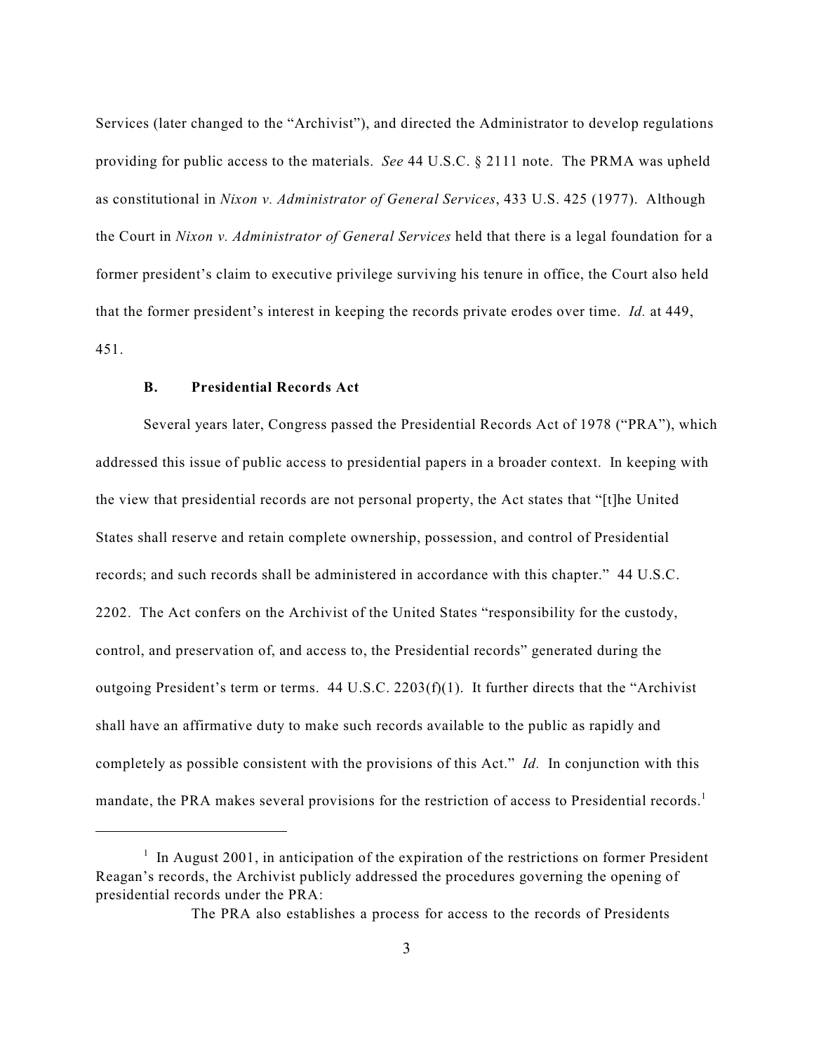Services (later changed to the "Archivist"), and directed the Administrator to develop regulations providing for public access to the materials. *See* 44 U.S.C. § 2111 note. The PRMA was upheld as constitutional in *Nixon v. Administrator of General Services*, 433 U.S. 425 (1977). Although the Court in *Nixon v. Administrator of General Services* held that there is a legal foundation for a former president's claim to executive privilege surviving his tenure in office, the Court also held that the former president's interest in keeping the records private erodes over time. *Id.* at 449, 451.

### B. Presidential Records Act

Several years later, Congress passed the Presidential Records Act of 1978 ("PRA"), which addressed this issue of public access to presidential papers in a broader context. In keeping with the view that presidential records are not personal property, the Act states that "[t]he United States shall reserve and retain complete ownership, possession, and control of Presidential records; and such records shall be administered in accordance with this chapter." 44 U.S.C. 2202. The Act confers on the Archivist of the United States "responsibility for the custody, control, and preservation of, and access to, the Presidential records" generated during the outgoing President's term or terms. 44 U.S.C. 2203(f)(1). It further directs that the "Archivist shall have an affirmative duty to make such records available to the public as rapidly and completely as possible consistent with the provisions of this Act." *Id.* In conjunction with this mandate, the PRA makes several provisions for the restriction of access to Presidential records.[1]

---

[1] In August 2001, in anticipation of the expiration of the restrictions on former President Reagan's records, the Archivist publicly addressed the procedures governing the opening of presidential records under the PRA:

> The PRA also establishes a process for access to the records of Presidents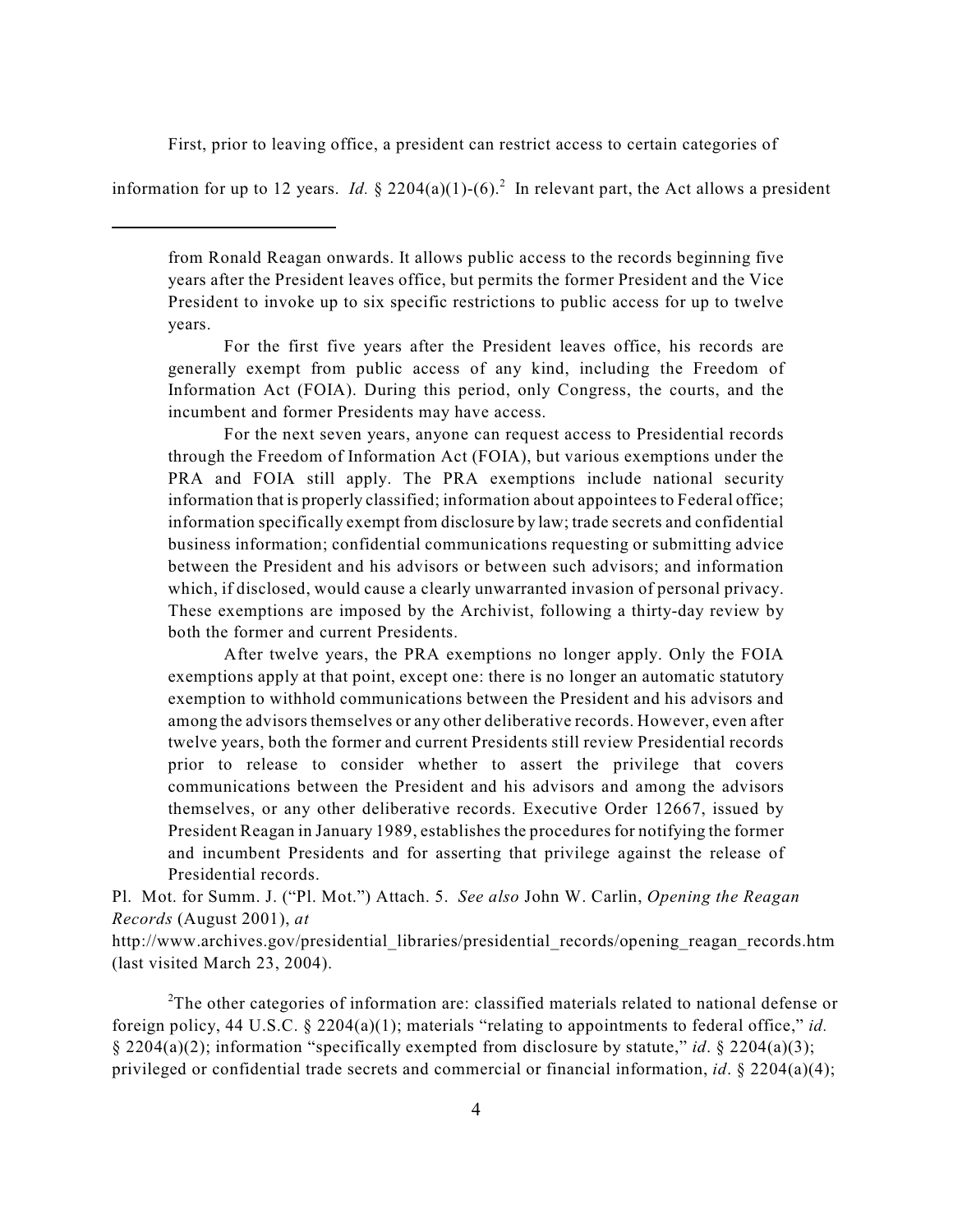First, prior to leaving office, a president can restrict access to certain categories of information for up to 12 years. *Id.* § 2204(a)(1)-(6).[2] In relevant part, the Act allows a president

---

from Ronald Reagan onwards. It allows public access to the records beginning five years after the President leaves office, but permits the former President and the Vice President to invoke up to six specific restrictions to public access for up to twelve years.

For the first five years after the President leaves office, his records are generally exempt from public access of any kind, including the Freedom of Information Act (FOIA). During this period, only Congress, the courts, and the incumbent and former Presidents may have access.

For the next seven years, anyone can request access to Presidential records through the Freedom of Information Act (FOIA), but various exemptions under the PRA and FOIA still apply. The PRA exemptions include national security information that is properly classified; information about appointees to Federal office; information specifically exempt from disclosure by law; trade secrets and confidential business information; confidential communications requesting or submitting advice between the President and his advisors or between such advisors; and information which, if disclosed, would cause a clearly unwarranted invasion of personal privacy. These exemptions are imposed by the Archivist, following a thirty-day review by both the former and current Presidents.

After twelve years, the PRA exemptions no longer apply. Only the FOIA exemptions apply at that point, except one: there is no longer an automatic statutory exemption to withhold communications between the President and his advisors and among the advisors themselves or any other deliberative records. However, even after twelve years, both the former and current Presidents still review Presidential records prior to release to consider whether to assert the privilege that covers communications between the President and his advisors and among the advisors themselves, or any other deliberative records. Executive Order 12667, issued by President Reagan in January 1989, establishes the procedures for notifying the former and incumbent Presidents and for asserting that privilege against the release of Presidential records.

Pl. Mot. for Summ. J. ("Pl. Mot.") Attach. 5. *See also* John W. Carlin, *Opening the Reagan Records* (August 2001), *at* http://www.archives.gov/presidential_libraries/presidential_records/opening_reagan_records.htm (last visited March 23, 2004).

[2] The other categories of information are: classified materials related to national defense or foreign policy, 44 U.S.C. § 2204(a)(1); materials "relating to appointments to federal office," *id.* § 2204(a)(2); information "specifically exempted from disclosure by statute," *id*. § 2204(a)(3); privileged or confidential trade secrets and commercial or financial information, *id*. § 2204(a)(4);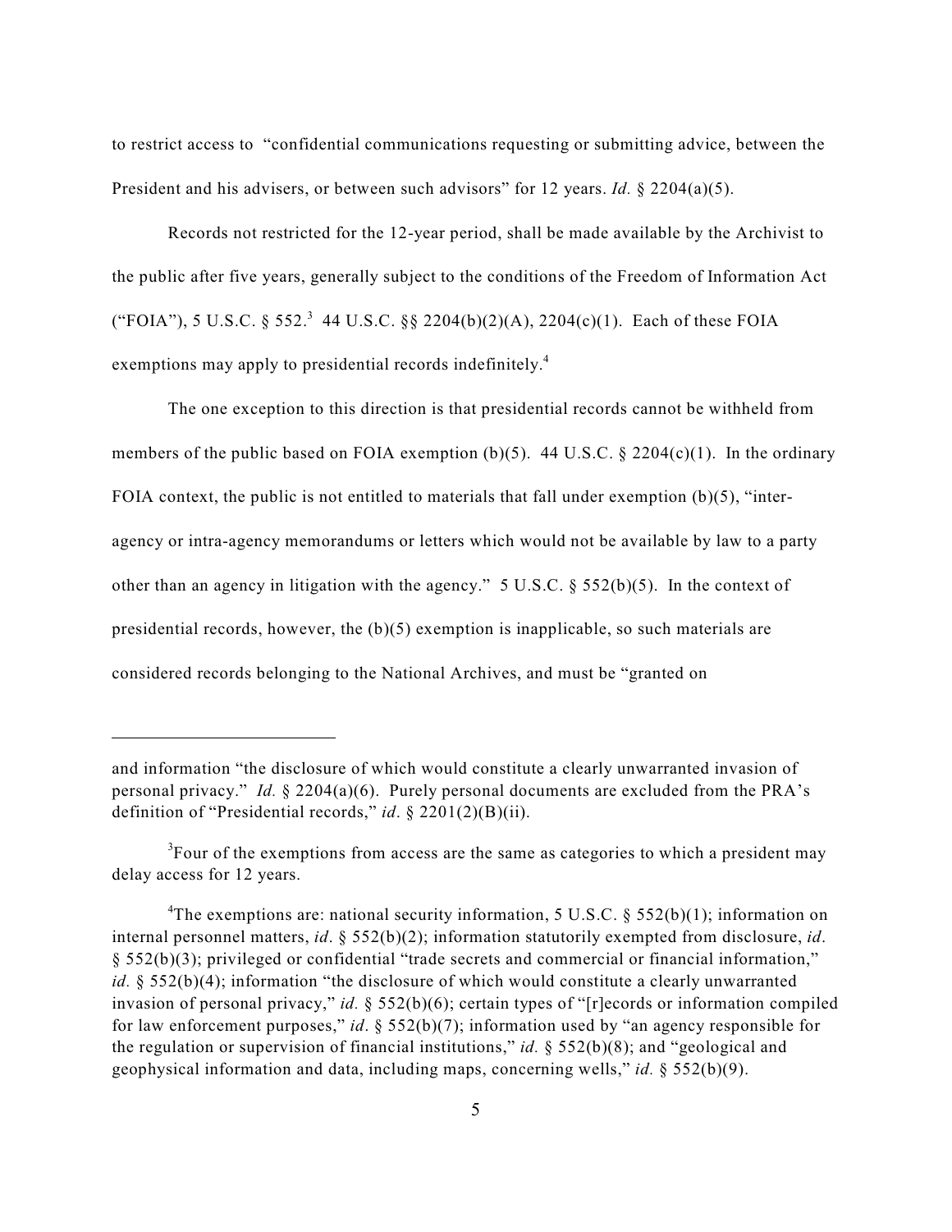to restrict access to "confidential communications requesting or submitting advice, between the President and his advisers, or between such advisors" for 12 years. *Id.* § 2204(a)(5).

Records not restricted for the 12-year period, shall be made available by the Archivist to the public after five years, generally subject to the conditions of the Freedom of Information Act ("FOIA"), 5 U.S.C. § 552.[3] 44 U.S.C. §§ 2204(b)(2)(A), 2204(c)(1). Each of these FOIA exemptions may apply to presidential records indefinitely.[4]

The one exception to this direction is that presidential records cannot be withheld from members of the public based on FOIA exemption (b)(5). 44 U.S.C. § 2204(c)(1). In the ordinary FOIA context, the public is not entitled to materials that fall under exemption (b)(5), "inter-agency or intra-agency memorandums or letters which would not be available by law to a party other than an agency in litigation with the agency." 5 U.S.C. § 552(b)(5). In the context of presidential records, however, the (b)(5) exemption is inapplicable, so such materials are considered records belonging to the National Archives, and must be "granted on

---

and information "the disclosure of which would constitute a clearly unwarranted invasion of personal privacy." *Id.* § 2204(a)(6). Purely personal documents are excluded from the PRA's definition of "Presidential records," *id*. § 2201(2)(B)(ii).

[3] Four of the exemptions from access are the same as categories to which a president may delay access for 12 years.

[4] The exemptions are: national security information, 5 U.S.C. § 552(b)(1); information on internal personnel matters, *id*. § 552(b)(2); information statutorily exempted from disclosure, *id*. § 552(b)(3); privileged or confidential "trade secrets and commercial or financial information," *id.* § 552(b)(4); information "the disclosure of which would constitute a clearly unwarranted invasion of personal privacy," *id.* § 552(b)(6); certain types of "[r]ecords or information compiled for law enforcement purposes," *id*. § 552(b)(7); information used by "an agency responsible for the regulation or supervision of financial institutions," *id.* § 552(b)(8); and "geological and geophysical information and data, including maps, concerning wells," *id.* § 552(b)(9).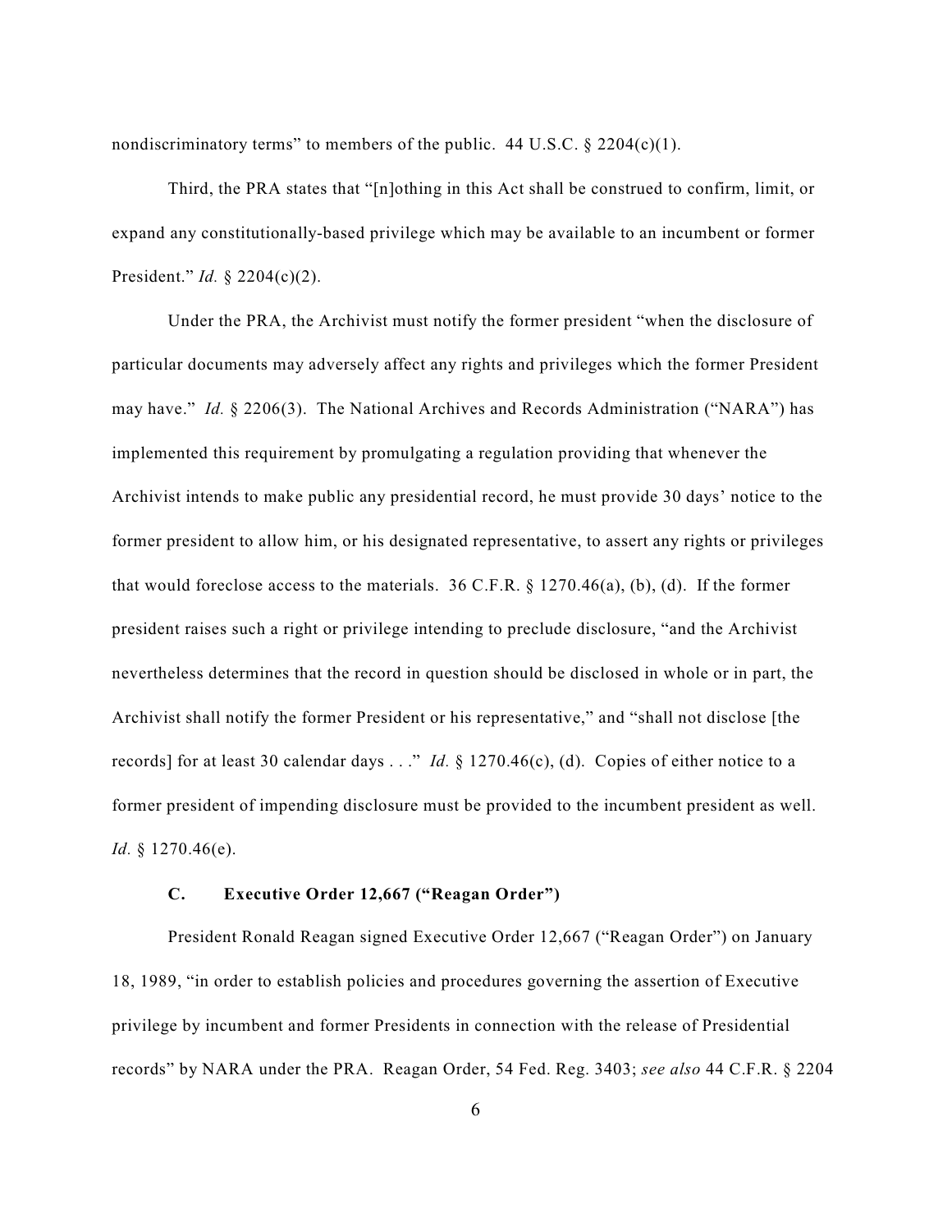nondiscriminatory terms" to members of the public. 44 U.S.C. § 2204(c)(1).

Third, the PRA states that "[n]othing in this Act shall be construed to confirm, limit, or expand any constitutionally-based privilege which may be available to an incumbent or former President." *Id.* § 2204(c)(2).

Under the PRA, the Archivist must notify the former president "when the disclosure of particular documents may adversely affect any rights and privileges which the former President may have." *Id.* § 2206(3). The National Archives and Records Administration ("NARA") has implemented this requirement by promulgating a regulation providing that whenever the Archivist intends to make public any presidential record, he must provide 30 days' notice to the former president to allow him, or his designated representative, to assert any rights or privileges that would foreclose access to the materials. 36 C.F.R. § 1270.46(a), (b), (d). If the former president raises such a right or privilege intending to preclude disclosure, "and the Archivist nevertheless determines that the record in question should be disclosed in whole or in part, the Archivist shall notify the former President or his representative," and "shall not disclose [the records] for at least 30 calendar days . . ." *Id.* § 1270.46(c), (d). Copies of either notice to a former president of impending disclosure must be provided to the incumbent president as well. *Id.* § 1270.46(e).

### C. Executive Order 12,667 ("Reagan Order")

President Ronald Reagan signed Executive Order 12,667 ("Reagan Order") on January 18, 1989, "in order to establish policies and procedures governing the assertion of Executive privilege by incumbent and former Presidents in connection with the release of Presidential records" by NARA under the PRA. Reagan Order, 54 Fed. Reg. 3403; *see also* 44 C.F.R. § 2204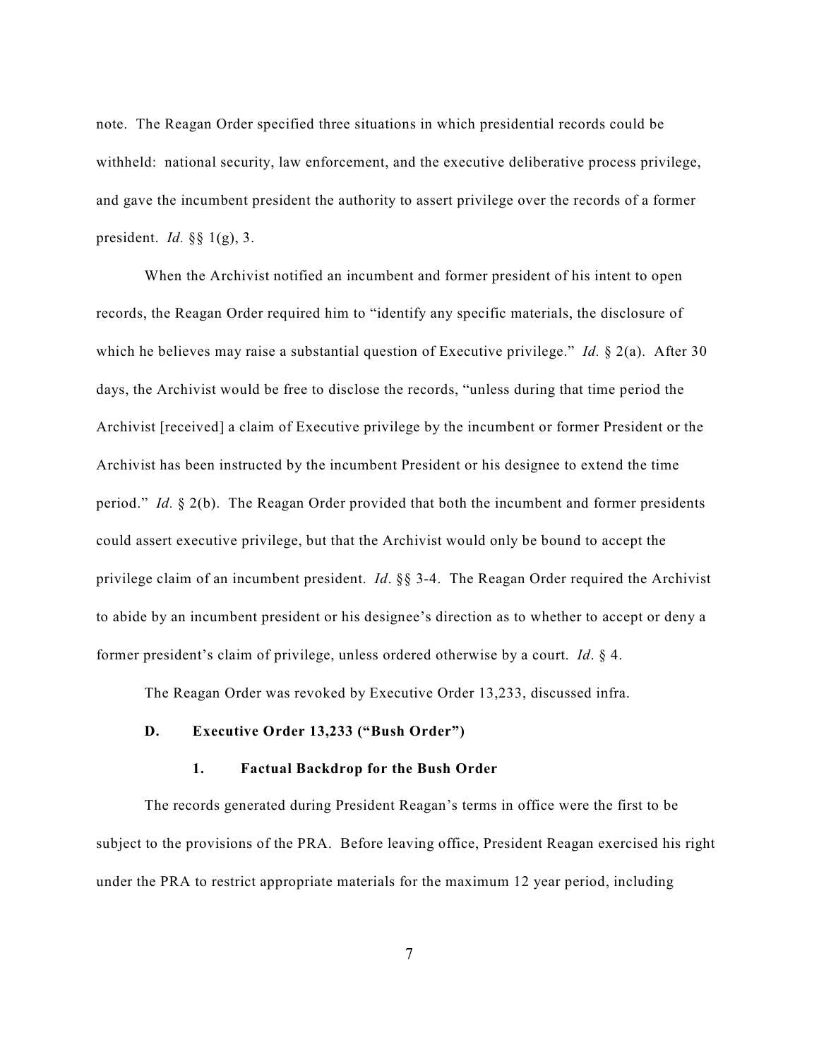note. The Reagan Order specified three situations in which presidential records could be withheld: national security, law enforcement, and the executive deliberative process privilege, and gave the incumbent president the authority to assert privilege over the records of a former president. *Id.* §§ 1(g), 3.

When the Archivist notified an incumbent and former president of his intent to open records, the Reagan Order required him to "identify any specific materials, the disclosure of which he believes may raise a substantial question of Executive privilege." *Id.* § 2(a). After 30 days, the Archivist would be free to disclose the records, "unless during that time period the Archivist [received] a claim of Executive privilege by the incumbent or former President or the Archivist has been instructed by the incumbent President or his designee to extend the time period." *Id.* § 2(b). The Reagan Order provided that both the incumbent and former presidents could assert executive privilege, but that the Archivist would only be bound to accept the privilege claim of an incumbent president. *Id*. §§ 3-4. The Reagan Order required the Archivist to abide by an incumbent president or his designee's direction as to whether to accept or deny a former president's claim of privilege, unless ordered otherwise by a court. *Id*. § 4.

The Reagan Order was revoked by Executive Order 13,233, discussed infra.

### D. Executive Order 13,233 ("Bush Order")

#### 1. Factual Backdrop for the Bush Order

The records generated during President Reagan's terms in office were the first to be subject to the provisions of the PRA. Before leaving office, President Reagan exercised his right under the PRA to restrict appropriate materials for the maximum 12 year period, including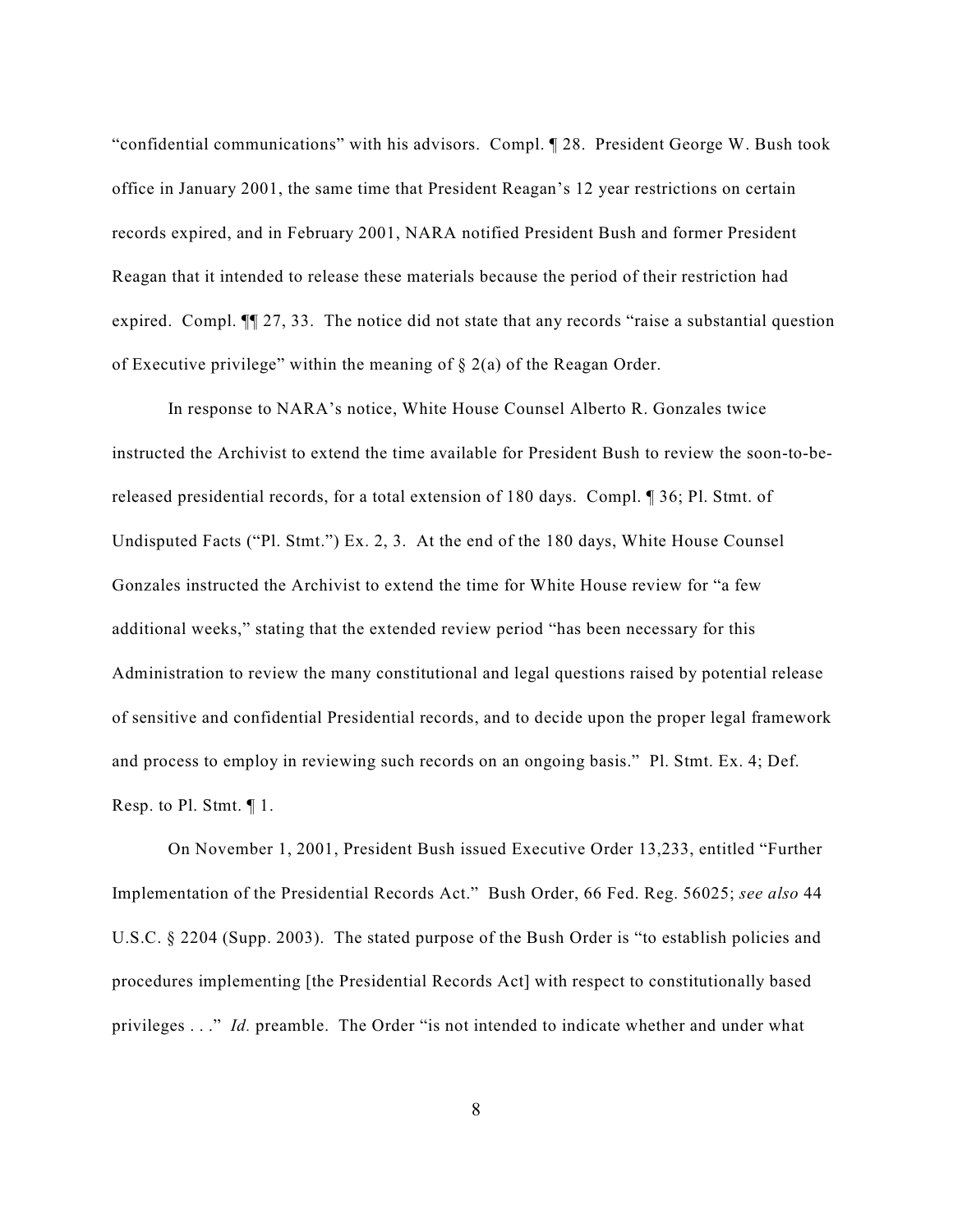"confidential communications" with his advisors. Compl. ¶ 28. President George W. Bush took office in January 2001, the same time that President Reagan's 12 year restrictions on certain records expired, and in February 2001, NARA notified President Bush and former President Reagan that it intended to release these materials because the period of their restriction had expired. Compl. ¶¶ 27, 33. The notice did not state that any records "raise a substantial question of Executive privilege" within the meaning of § 2(a) of the Reagan Order.

In response to NARA's notice, White House Counsel Alberto R. Gonzales twice instructed the Archivist to extend the time available for President Bush to review the soon-to-be-released presidential records, for a total extension of 180 days. Compl. ¶ 36; Pl. Stmt. of Undisputed Facts ("Pl. Stmt.") Ex. 2, 3. At the end of the 180 days, White House Counsel Gonzales instructed the Archivist to extend the time for White House review for "a few additional weeks," stating that the extended review period "has been necessary for this Administration to review the many constitutional and legal questions raised by potential release of sensitive and confidential Presidential records, and to decide upon the proper legal framework and process to employ in reviewing such records on an ongoing basis." Pl. Stmt. Ex. 4; Def. Resp. to Pl. Stmt. ¶ 1.

On November 1, 2001, President Bush issued Executive Order 13,233, entitled "Further Implementation of the Presidential Records Act." Bush Order, 66 Fed. Reg. 56025; *see also* 44 U.S.C. § 2204 (Supp. 2003). The stated purpose of the Bush Order is "to establish policies and procedures implementing [the Presidential Records Act] with respect to constitutionally based privileges . . ." *Id.* preamble. The Order "is not intended to indicate whether and under what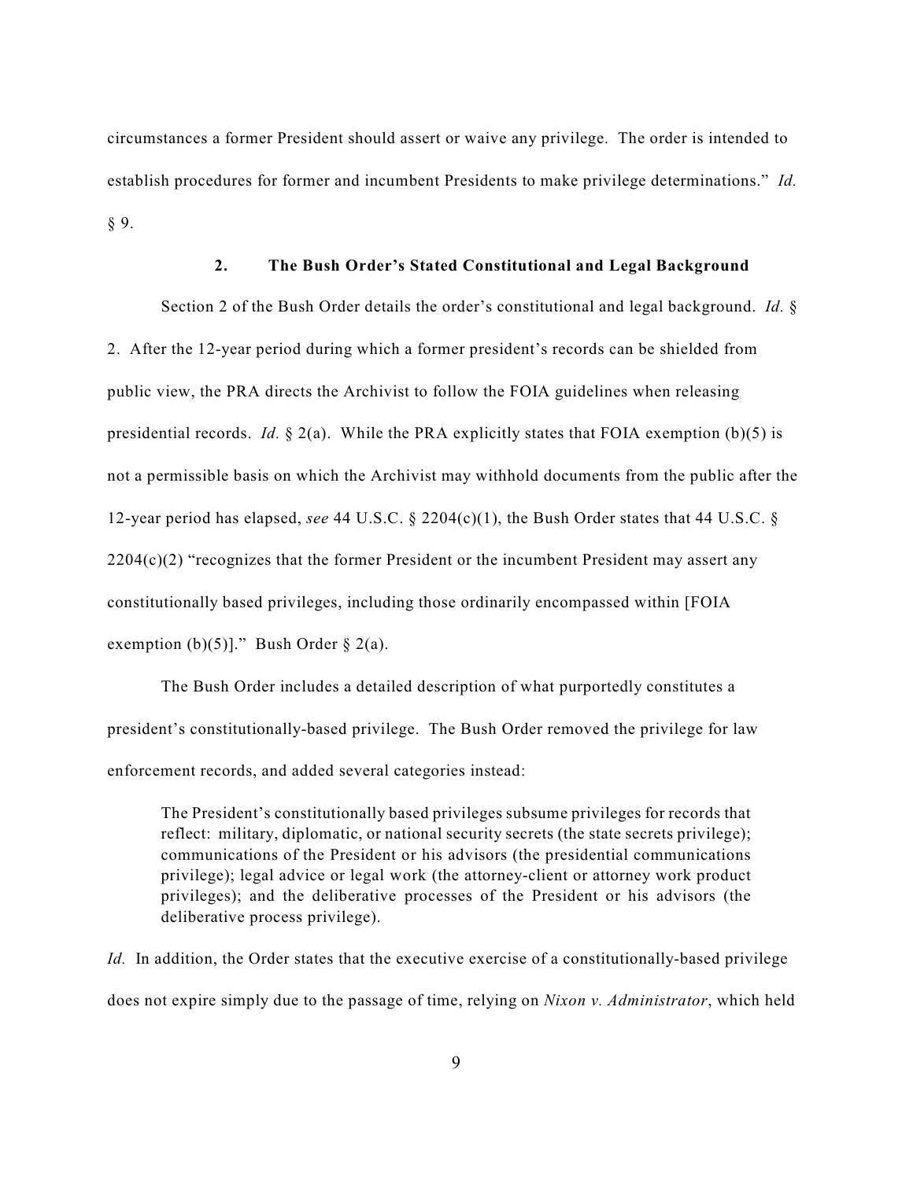circumstances a former President should assert or waive any privilege. The order is intended to establish procedures for former and incumbent Presidents to make privilege determinations." *Id.* § 9.

### 2. The Bush Order's Stated Constitutional and Legal Background

Section 2 of the Bush Order details the order's constitutional and legal background. *Id.* § 2. After the 12-year period during which a former president's records can be shielded from public view, the PRA directs the Archivist to follow the FOIA guidelines when releasing presidential records. *Id.* § 2(a). While the PRA explicitly states that FOIA exemption (b)(5) is not a permissible basis on which the Archivist may withhold documents from the public after the 12-year period has elapsed, *see* 44 U.S.C. § 2204(c)(1), the Bush Order states that 44 U.S.C. § 2204(c)(2) "recognizes that the former President or the incumbent President may assert any constitutionally based privileges, including those ordinarily encompassed within [FOIA exemption (b)(5)]." Bush Order § 2(a).

The Bush Order includes a detailed description of what purportedly constitutes a president's constitutionally-based privilege. The Bush Order removed the privilege for law enforcement records, and added several categories instead:

> The President's constitutionally based privileges subsume privileges for records that reflect: military, diplomatic, or national security secrets (the state secrets privilege); communications of the President or his advisors (the presidential communications privilege); legal advice or legal work (the attorney-client or attorney work product privileges); and the deliberative processes of the President or his advisors (the deliberative process privilege).

*Id.* In addition, the Order states that the executive exercise of a constitutionally-based privilege does not expire simply due to the passage of time, relying on *Nixon v. Administrator*, which held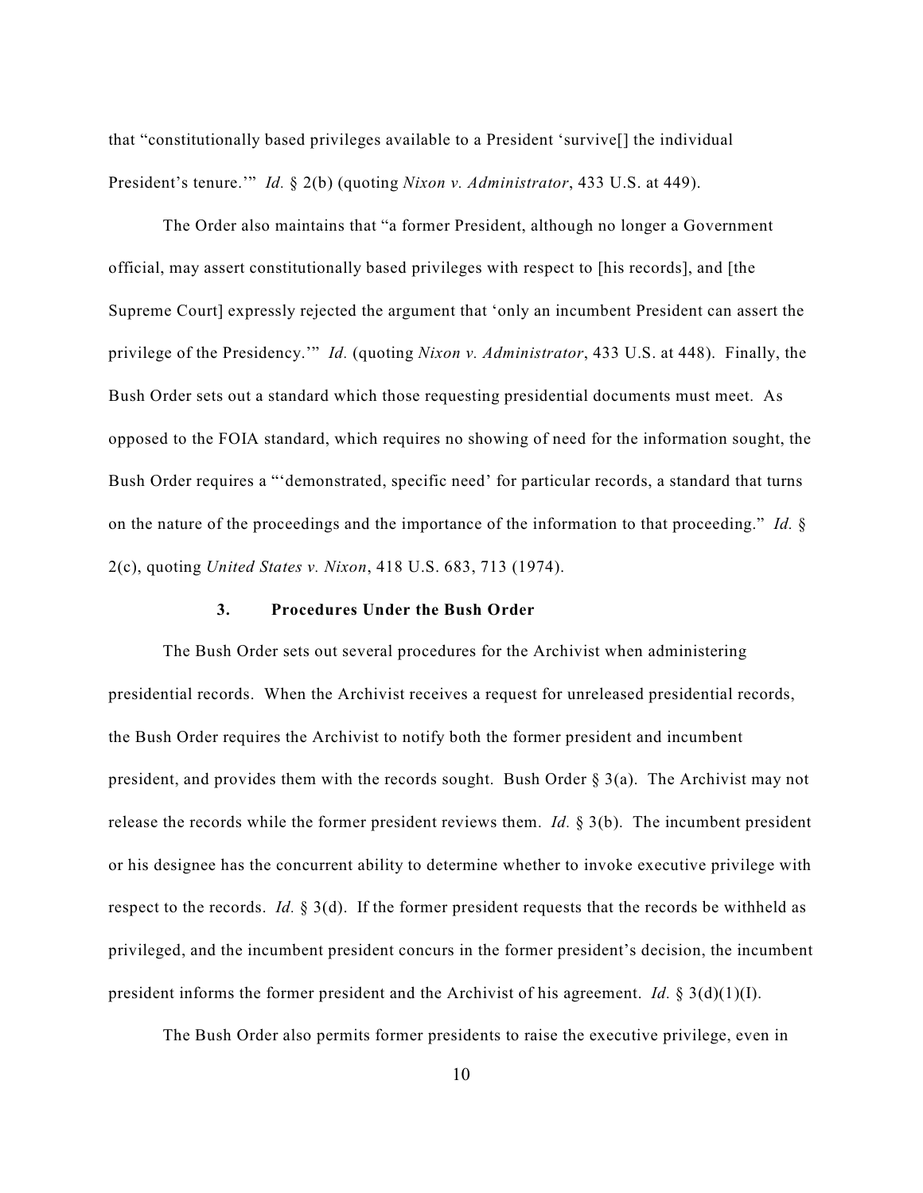that "constitutionally based privileges available to a President 'survive[] the individual President's tenure.'" *Id.* § 2(b) (quoting *Nixon v. Administrator*, 433 U.S. at 449).

The Order also maintains that "a former President, although no longer a Government official, may assert constitutionally based privileges with respect to [his records], and [the Supreme Court] expressly rejected the argument that 'only an incumbent President can assert the privilege of the Presidency.'" *Id.* (quoting *Nixon v. Administrator*, 433 U.S. at 448). Finally, the Bush Order sets out a standard which those requesting presidential documents must meet. As opposed to the FOIA standard, which requires no showing of need for the information sought, the Bush Order requires a "'demonstrated, specific need' for particular records, a standard that turns on the nature of the proceedings and the importance of the information to that proceeding." *Id.* § 2(c), quoting *United States v. Nixon*, 418 U.S. 683, 713 (1974).

### 3. Procedures Under the Bush Order

The Bush Order sets out several procedures for the Archivist when administering presidential records. When the Archivist receives a request for unreleased presidential records, the Bush Order requires the Archivist to notify both the former president and incumbent president, and provides them with the records sought. Bush Order § 3(a). The Archivist may not release the records while the former president reviews them. *Id.* § 3(b). The incumbent president or his designee has the concurrent ability to determine whether to invoke executive privilege with respect to the records. *Id.* § 3(d). If the former president requests that the records be withheld as privileged, and the incumbent president concurs in the former president's decision, the incumbent president informs the former president and the Archivist of his agreement. *Id.* § 3(d)(1)(I).

The Bush Order also permits former presidents to raise the executive privilege, even in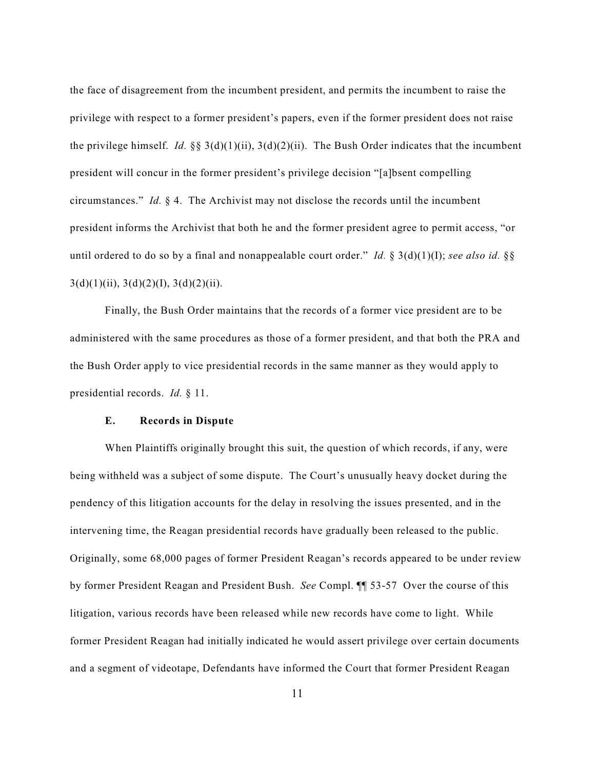the face of disagreement from the incumbent president, and permits the incumbent to raise the privilege with respect to a former president's papers, even if the former president does not raise the privilege himself. *Id.* §§ 3(d)(1)(ii), 3(d)(2)(ii). The Bush Order indicates that the incumbent president will concur in the former president's privilege decision "[a]bsent compelling circumstances." *Id.* § 4. The Archivist may not disclose the records until the incumbent president informs the Archivist that both he and the former president agree to permit access, "or until ordered to do so by a final and nonappealable court order." *Id.* § 3(d)(1)(I); *see also id.* §§ 3(d)(1)(ii), 3(d)(2)(I), 3(d)(2)(ii).

Finally, the Bush Order maintains that the records of a former vice president are to be administered with the same procedures as those of a former president, and that both the PRA and the Bush Order apply to vice presidential records in the same manner as they would apply to presidential records. *Id.* § 11.

**E. Records in Dispute**

When Plaintiffs originally brought this suit, the question of which records, if any, were being withheld was a subject of some dispute. The Court's unusually heavy docket during the pendency of this litigation accounts for the delay in resolving the issues presented, and in the intervening time, the Reagan presidential records have gradually been released to the public. Originally, some 68,000 pages of former President Reagan's records appeared to be under review by former President Reagan and President Bush. *See* Compl. ¶¶ 53-57 Over the course of this litigation, various records have been released while new records have come to light. While former President Reagan had initially indicated he would assert privilege over certain documents and a segment of videotape, Defendants have informed the Court that former President Reagan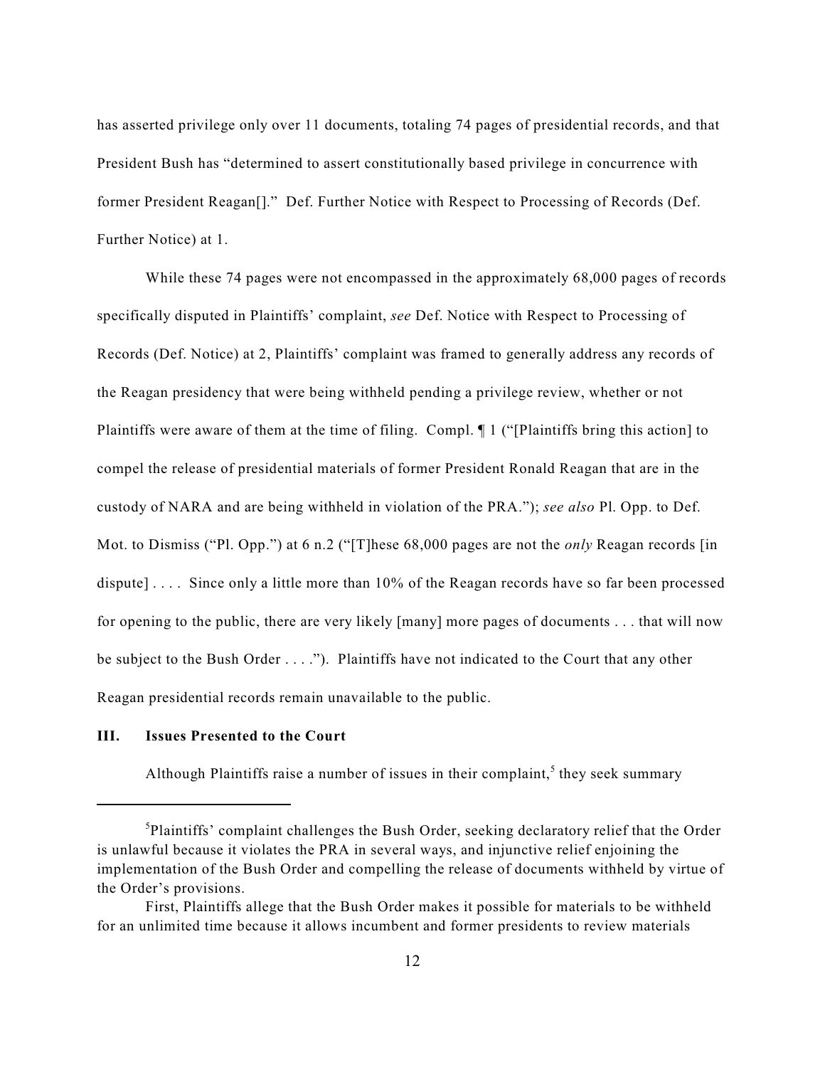has asserted privilege only over 11 documents, totaling 74 pages of presidential records, and that President Bush has "determined to assert constitutionally based privilege in concurrence with former President Reagan[]." Def. Further Notice with Respect to Processing of Records (Def. Further Notice) at 1.

While these 74 pages were not encompassed in the approximately 68,000 pages of records specifically disputed in Plaintiffs' complaint, *see* Def. Notice with Respect to Processing of Records (Def. Notice) at 2, Plaintiffs' complaint was framed to generally address any records of the Reagan presidency that were being withheld pending a privilege review, whether or not Plaintiffs were aware of them at the time of filing. Compl. ¶ 1 ("[Plaintiffs bring this action] to compel the release of presidential materials of former President Ronald Reagan that are in the custody of NARA and are being withheld in violation of the PRA."); *see also* Pl. Opp. to Def. Mot. to Dismiss ("Pl. Opp.") at 6 n.2 ("[T]hese 68,000 pages are not the *only* Reagan records [in dispute] . . . . Since only a little more than 10% of the Reagan records have so far been processed for opening to the public, there are very likely [many] more pages of documents . . . that will now be subject to the Bush Order . . . ."). Plaintiffs have not indicated to the Court that any other Reagan presidential records remain unavailable to the public.

### III. Issues Presented to the Court

Although Plaintiffs raise a number of issues in their complaint,[5] they seek summary

---

[5] Plaintiffs' complaint challenges the Bush Order, seeking declaratory relief that the Order is unlawful because it violates the PRA in several ways, and injunctive relief enjoining the implementation of the Bush Order and compelling the release of documents withheld by virtue of the Order's provisions.

First, Plaintiffs allege that the Bush Order makes it possible for materials to be withheld for an unlimited time because it allows incumbent and former presidents to review materials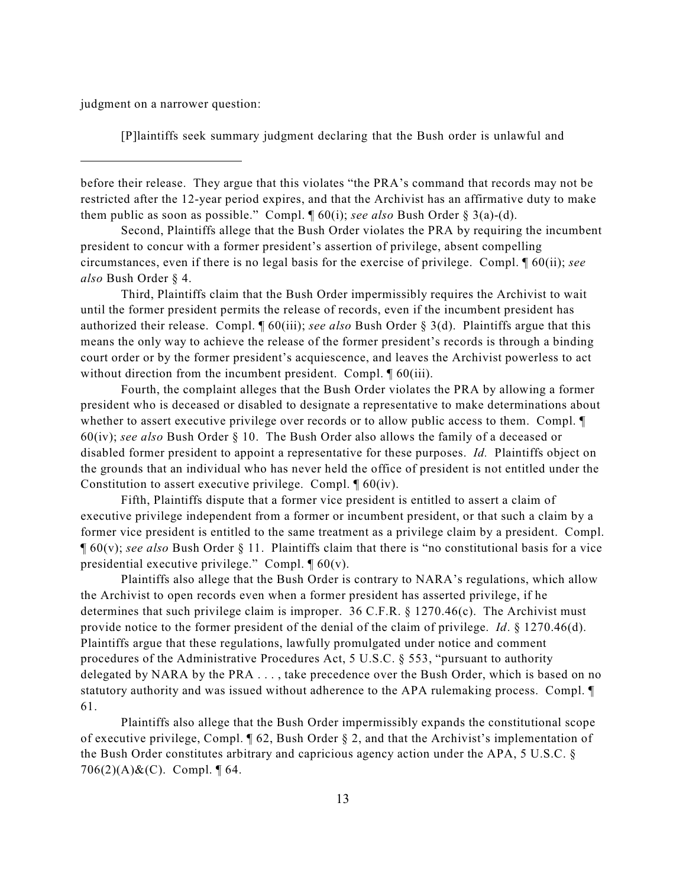judgment on a narrower question:

> [P]laintiffs seek summary judgment declaring that the Bush order is unlawful and

---

before their release. They argue that this violates "the PRA's command that records may not be restricted after the 12-year period expires, and that the Archivist has an affirmative duty to make them public as soon as possible." Compl. ¶ 60(i); *see also* Bush Order § 3(a)-(d).

Second, Plaintiffs allege that the Bush Order violates the PRA by requiring the incumbent president to concur with a former president's assertion of privilege, absent compelling circumstances, even if there is no legal basis for the exercise of privilege. Compl. ¶ 60(ii); *see also* Bush Order § 4.

Third, Plaintiffs claim that the Bush Order impermissibly requires the Archivist to wait until the former president permits the release of records, even if the incumbent president has authorized their release. Compl. ¶ 60(iii); *see also* Bush Order § 3(d). Plaintiffs argue that this means the only way to achieve the release of the former president's records is through a binding court order or by the former president's acquiescence, and leaves the Archivist powerless to act without direction from the incumbent president. Compl. ¶ 60(iii).

Fourth, the complaint alleges that the Bush Order violates the PRA by allowing a former president who is deceased or disabled to designate a representative to make determinations about whether to assert executive privilege over records or to allow public access to them. Compl. ¶ 60(iv); *see also* Bush Order § 10. The Bush Order also allows the family of a deceased or disabled former president to appoint a representative for these purposes. *Id.* Plaintiffs object on the grounds that an individual who has never held the office of president is not entitled under the Constitution to assert executive privilege. Compl. ¶ 60(iv).

Fifth, Plaintiffs dispute that a former vice president is entitled to assert a claim of executive privilege independent from a former or incumbent president, or that such a claim by a former vice president is entitled to the same treatment as a privilege claim by a president. Compl. ¶ 60(v); *see also* Bush Order § 11. Plaintiffs claim that there is "no constitutional basis for a vice presidential executive privilege." Compl. ¶ 60(v).

Plaintiffs also allege that the Bush Order is contrary to NARA's regulations, which allow the Archivist to open records even when a former president has asserted privilege, if he determines that such privilege claim is improper. 36 C.F.R. § 1270.46(c). The Archivist must provide notice to the former president of the denial of the claim of privilege. *Id*. § 1270.46(d). Plaintiffs argue that these regulations, lawfully promulgated under notice and comment procedures of the Administrative Procedures Act, 5 U.S.C. § 553, "pursuant to authority delegated by NARA by the PRA . . . , take precedence over the Bush Order, which is based on no statutory authority and was issued without adherence to the APA rulemaking process. Compl. ¶ 61.

Plaintiffs also allege that the Bush Order impermissibly expands the constitutional scope of executive privilege, Compl. ¶ 62, Bush Order § 2, and that the Archivist's implementation of the Bush Order constitutes arbitrary and capricious agency action under the APA, 5 U.S.C. § 706(2)(A)&(C). Compl. ¶ 64.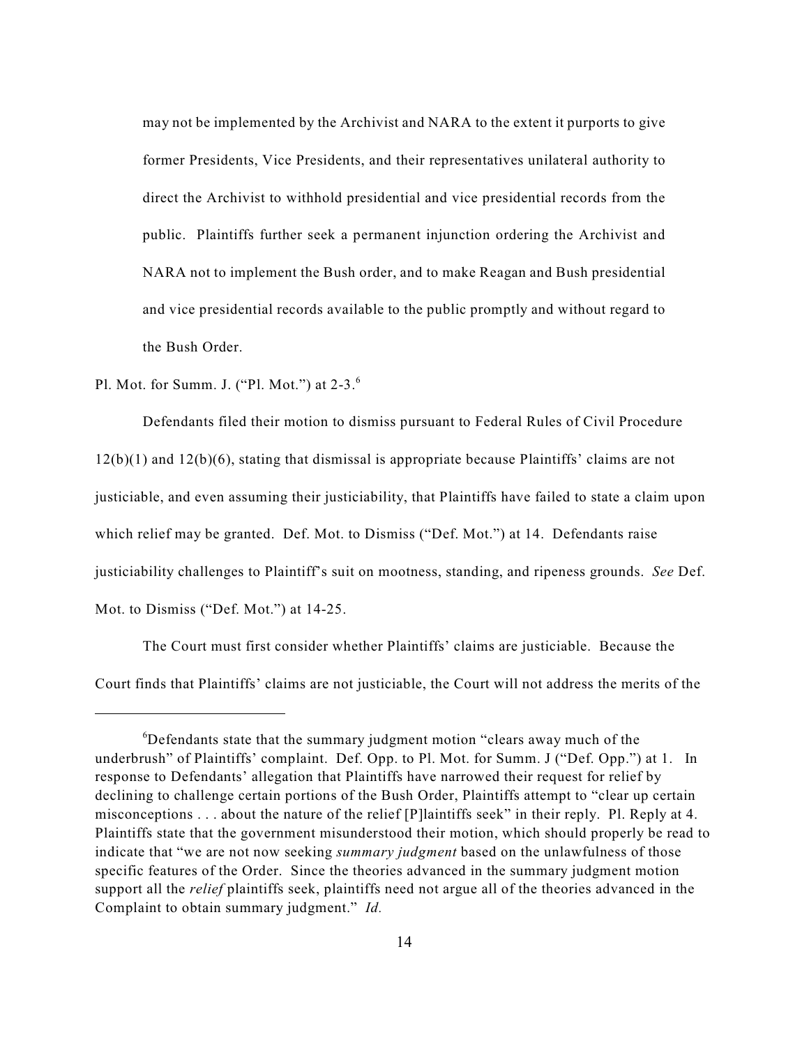> may not be implemented by the Archivist and NARA to the extent it purports to give former Presidents, Vice Presidents, and their representatives unilateral authority to direct the Archivist to withhold presidential and vice presidential records from the public. Plaintiffs further seek a permanent injunction ordering the Archivist and NARA not to implement the Bush order, and to make Reagan and Bush presidential and vice presidential records available to the public promptly and without regard to the Bush Order.

Pl. Mot. for Summ. J. ("Pl. Mot.") at 2-3.[6]

Defendants filed their motion to dismiss pursuant to Federal Rules of Civil Procedure 12(b)(1) and 12(b)(6), stating that dismissal is appropriate because Plaintiffs' claims are not justiciable, and even assuming their justiciability, that Plaintiffs have failed to state a claim upon which relief may be granted. Def. Mot. to Dismiss ("Def. Mot.") at 14. Defendants raise justiciability challenges to Plaintiff's suit on mootness, standing, and ripeness grounds. *See* Def. Mot. to Dismiss ("Def. Mot.") at 14-25.

The Court must first consider whether Plaintiffs' claims are justiciable. Because the Court finds that Plaintiffs' claims are not justiciable, the Court will not address the merits of the

---

[6]Defendants state that the summary judgment motion "clears away much of the underbrush" of Plaintiffs' complaint. Def. Opp. to Pl. Mot. for Summ. J ("Def. Opp.") at 1. In response to Defendants' allegation that Plaintiffs have narrowed their request for relief by declining to challenge certain portions of the Bush Order, Plaintiffs attempt to "clear up certain misconceptions . . . about the nature of the relief [P]laintiffs seek" in their reply. Pl. Reply at 4. Plaintiffs state that the government misunderstood their motion, which should properly be read to indicate that "we are not now seeking *summary judgment* based on the unlawfulness of those specific features of the Order. Since the theories advanced in the summary judgment motion support all the *relief* plaintiffs seek, plaintiffs need not argue all of the theories advanced in the Complaint to obtain summary judgment." *Id.*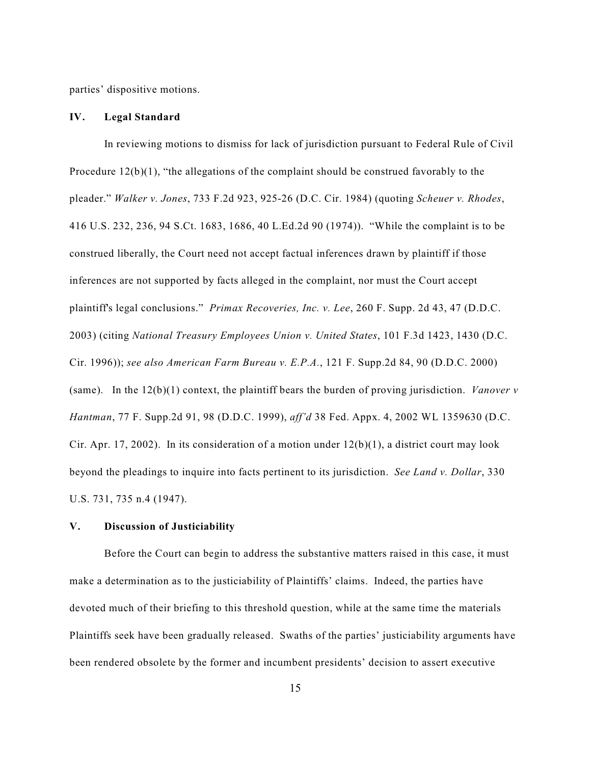parties' dispositive motions.

## IV. Legal Standard

In reviewing motions to dismiss for lack of jurisdiction pursuant to Federal Rule of Civil Procedure 12(b)(1), "the allegations of the complaint should be construed favorably to the pleader." *Walker v. Jones*, 733 F.2d 923, 925-26 (D.C. Cir. 1984) (quoting *Scheuer v. Rhodes*, 416 U.S. 232, 236, 94 S.Ct. 1683, 1686, 40 L.Ed.2d 90 (1974)). "While the complaint is to be construed liberally, the Court need not accept factual inferences drawn by plaintiff if those inferences are not supported by facts alleged in the complaint, nor must the Court accept plaintiff's legal conclusions." *Primax Recoveries, Inc. v. Lee*, 260 F. Supp. 2d 43, 47 (D.D.C. 2003) (citing *National Treasury Employees Union v. United States*, 101 F.3d 1423, 1430 (D.C. Cir. 1996)); *see also American Farm Bureau v. E.P.A.*, 121 F. Supp.2d 84, 90 (D.D.C. 2000) (same). In the 12(b)(1) context, the plaintiff bears the burden of proving jurisdiction. *Vanover v Hantman*, 77 F. Supp.2d 91, 98 (D.D.C. 1999), *aff'd* 38 Fed. Appx. 4, 2002 WL 1359630 (D.C. Cir. Apr. 17, 2002). In its consideration of a motion under 12(b)(1), a district court may look beyond the pleadings to inquire into facts pertinent to its jurisdiction. *See Land v. Dollar*, 330 U.S. 731, 735 n.4 (1947).

## V. Discussion of Justiciability

Before the Court can begin to address the substantive matters raised in this case, it must make a determination as to the justiciability of Plaintiffs' claims. Indeed, the parties have devoted much of their briefing to this threshold question, while at the same time the materials Plaintiffs seek have been gradually released. Swaths of the parties' justiciability arguments have been rendered obsolete by the former and incumbent presidents' decision to assert executive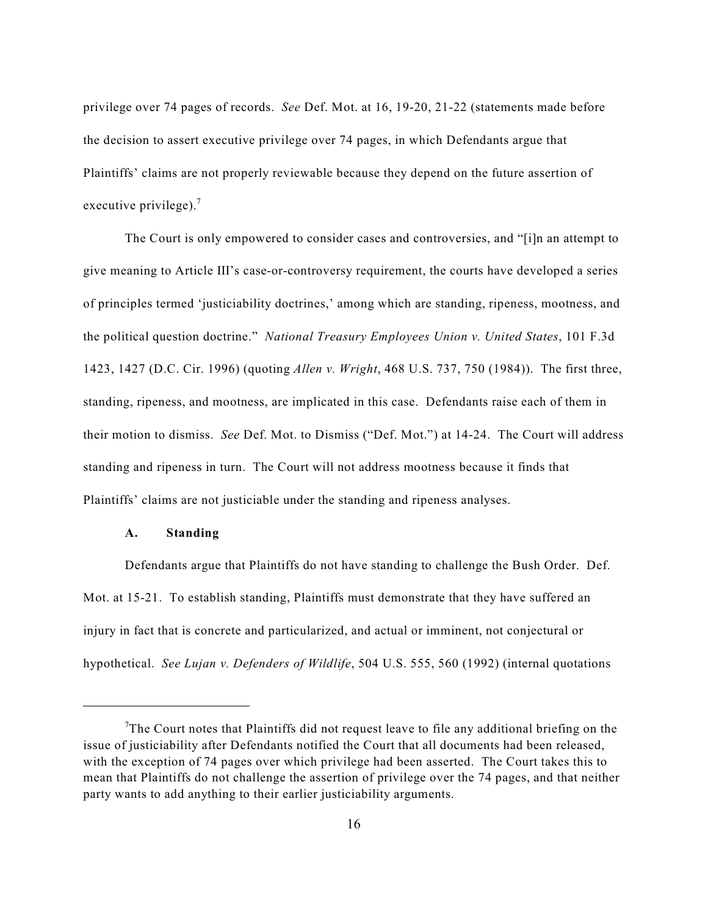privilege over 74 pages of records. *See* Def. Mot. at 16, 19-20, 21-22 (statements made before the decision to assert executive privilege over 74 pages, in which Defendants argue that Plaintiffs' claims are not properly reviewable because they depend on the future assertion of executive privilege).[7]

The Court is only empowered to consider cases and controversies, and "[i]n an attempt to give meaning to Article III's case-or-controversy requirement, the courts have developed a series of principles termed 'justiciability doctrines,' among which are standing, ripeness, mootness, and the political question doctrine." *National Treasury Employees Union v. United States*, 101 F.3d 1423, 1427 (D.C. Cir. 1996) (quoting *Allen v. Wright*, 468 U.S. 737, 750 (1984)). The first three, standing, ripeness, and mootness, are implicated in this case. Defendants raise each of them in their motion to dismiss. *See* Def. Mot. to Dismiss ("Def. Mot.") at 14-24. The Court will address standing and ripeness in turn. The Court will not address mootness because it finds that Plaintiffs' claims are not justiciable under the standing and ripeness analyses.

### A. Standing

Defendants argue that Plaintiffs do not have standing to challenge the Bush Order. Def. Mot. at 15-21. To establish standing, Plaintiffs must demonstrate that they have suffered an injury in fact that is concrete and particularized, and actual or imminent, not conjectural or hypothetical. *See Lujan v. Defenders of Wildlife*, 504 U.S. 555, 560 (1992) (internal quotations

---

[7] The Court notes that Plaintiffs did not request leave to file any additional briefing on the issue of justiciability after Defendants notified the Court that all documents had been released, with the exception of 74 pages over which privilege had been asserted. The Court takes this to mean that Plaintiffs do not challenge the assertion of privilege over the 74 pages, and that neither party wants to add anything to their earlier justiciability arguments.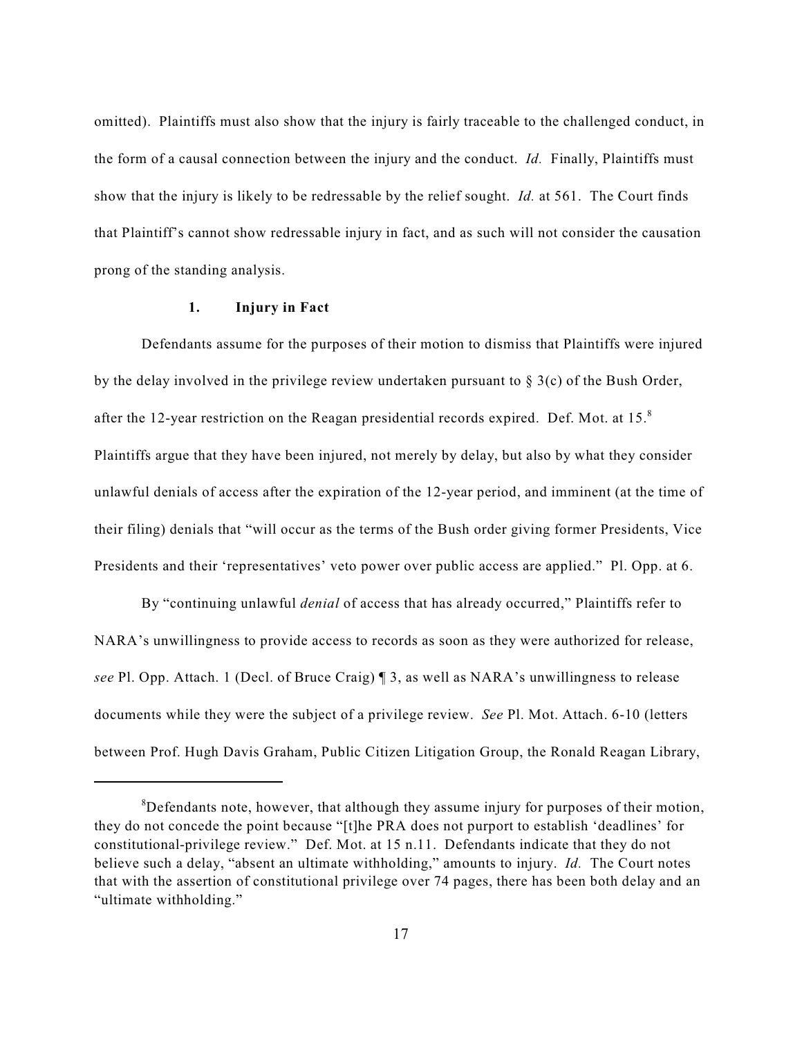omitted). Plaintiffs must also show that the injury is fairly traceable to the challenged conduct, in the form of a causal connection between the injury and the conduct. *Id.* Finally, Plaintiffs must show that the injury is likely to be redressable by the relief sought. *Id.* at 561. The Court finds that Plaintiff's cannot show redressable injury in fact, and as such will not consider the causation prong of the standing analysis.

### 1. Injury in Fact

Defendants assume for the purposes of their motion to dismiss that Plaintiffs were injured by the delay involved in the privilege review undertaken pursuant to § 3(c) of the Bush Order, after the 12-year restriction on the Reagan presidential records expired. Def. Mot. at 15.[8] Plaintiffs argue that they have been injured, not merely by delay, but also by what they consider unlawful denials of access after the expiration of the 12-year period, and imminent (at the time of their filing) denials that "will occur as the terms of the Bush order giving former Presidents, Vice Presidents and their 'representatives' veto power over public access are applied." Pl. Opp. at 6.

By "continuing unlawful *denial* of access that has already occurred," Plaintiffs refer to NARA's unwillingness to provide access to records as soon as they were authorized for release, *see* Pl. Opp. Attach. 1 (Decl. of Bruce Craig) ¶ 3, as well as NARA's unwillingness to release documents while they were the subject of a privilege review. *See* Pl. Mot. Attach. 6-10 (letters between Prof. Hugh Davis Graham, Public Citizen Litigation Group, the Ronald Reagan Library,

---

[8] Defendants note, however, that although they assume injury for purposes of their motion, they do not concede the point because "[t]he PRA does not purport to establish 'deadlines' for constitutional-privilege review." Def. Mot. at 15 n.11. Defendants indicate that they do not believe such a delay, "absent an ultimate withholding," amounts to injury. *Id.* The Court notes that with the assertion of constitutional privilege over 74 pages, there has been both delay and an "ultimate withholding."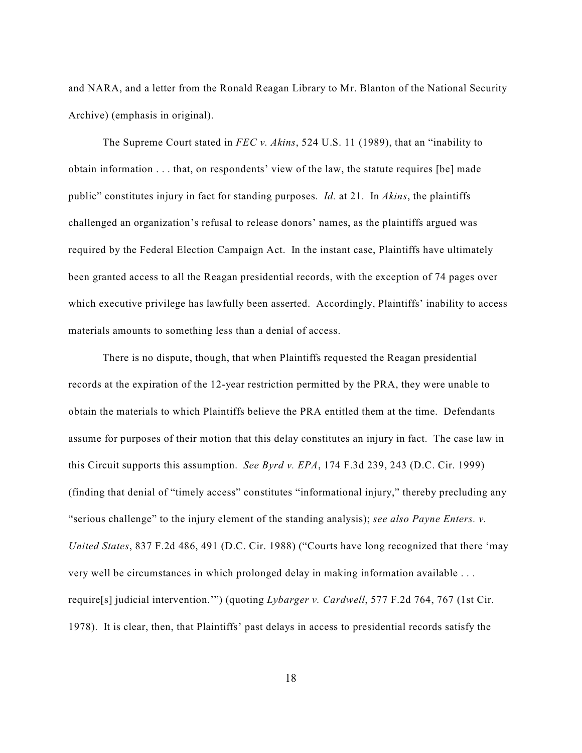and NARA, and a letter from the Ronald Reagan Library to Mr. Blanton of the National Security Archive) (emphasis in original).

The Supreme Court stated in *FEC v. Akins*, 524 U.S. 11 (1989), that an "inability to obtain information . . . that, on respondents' view of the law, the statute requires [be] made public" constitutes injury in fact for standing purposes. *Id.* at 21. In *Akins*, the plaintiffs challenged an organization's refusal to release donors' names, as the plaintiffs argued was required by the Federal Election Campaign Act. In the instant case, Plaintiffs have ultimately been granted access to all the Reagan presidential records, with the exception of 74 pages over which executive privilege has lawfully been asserted. Accordingly, Plaintiffs' inability to access materials amounts to something less than a denial of access.

There is no dispute, though, that when Plaintiffs requested the Reagan presidential records at the expiration of the 12-year restriction permitted by the PRA, they were unable to obtain the materials to which Plaintiffs believe the PRA entitled them at the time. Defendants assume for purposes of their motion that this delay constitutes an injury in fact. The case law in this Circuit supports this assumption. *See Byrd v. EPA*, 174 F.3d 239, 243 (D.C. Cir. 1999) (finding that denial of "timely access" constitutes "informational injury," thereby precluding any "serious challenge" to the injury element of the standing analysis); *see also Payne Enters. v. United States*, 837 F.2d 486, 491 (D.C. Cir. 1988) ("Courts have long recognized that there 'may very well be circumstances in which prolonged delay in making information available . . . require[s] judicial intervention.'") (quoting *Lybarger v. Cardwell*, 577 F.2d 764, 767 (1st Cir. 1978). It is clear, then, that Plaintiffs' past delays in access to presidential records satisfy the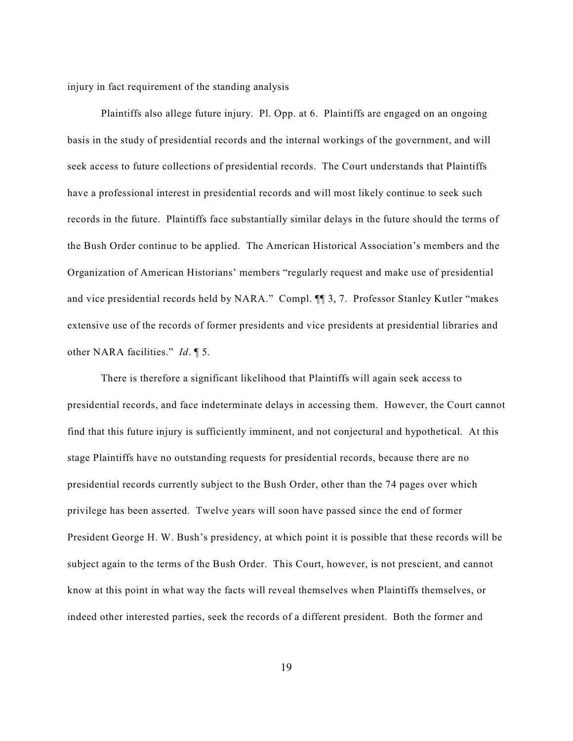injury in fact requirement of the standing analysis

Plaintiffs also allege future injury. Pl. Opp. at 6. Plaintiffs are engaged on an ongoing basis in the study of presidential records and the internal workings of the government, and will seek access to future collections of presidential records. The Court understands that Plaintiffs have a professional interest in presidential records and will most likely continue to seek such records in the future. Plaintiffs face substantially similar delays in the future should the terms of the Bush Order continue to be applied. The American Historical Association's members and the Organization of American Historians' members "regularly request and make use of presidential and vice presidential records held by NARA." Compl. ¶¶ 3, 7. Professor Stanley Kutler "makes extensive use of the records of former presidents and vice presidents at presidential libraries and other NARA facilities." *Id*. ¶ 5.

There is therefore a significant likelihood that Plaintiffs will again seek access to presidential records, and face indeterminate delays in accessing them. However, the Court cannot find that this future injury is sufficiently imminent, and not conjectural and hypothetical. At this stage Plaintiffs have no outstanding requests for presidential records, because there are no presidential records currently subject to the Bush Order, other than the 74 pages over which privilege has been asserted. Twelve years will soon have passed since the end of former President George H. W. Bush's presidency, at which point it is possible that these records will be subject again to the terms of the Bush Order. This Court, however, is not prescient, and cannot know at this point in what way the facts will reveal themselves when Plaintiffs themselves, or indeed other interested parties, seek the records of a different president. Both the former and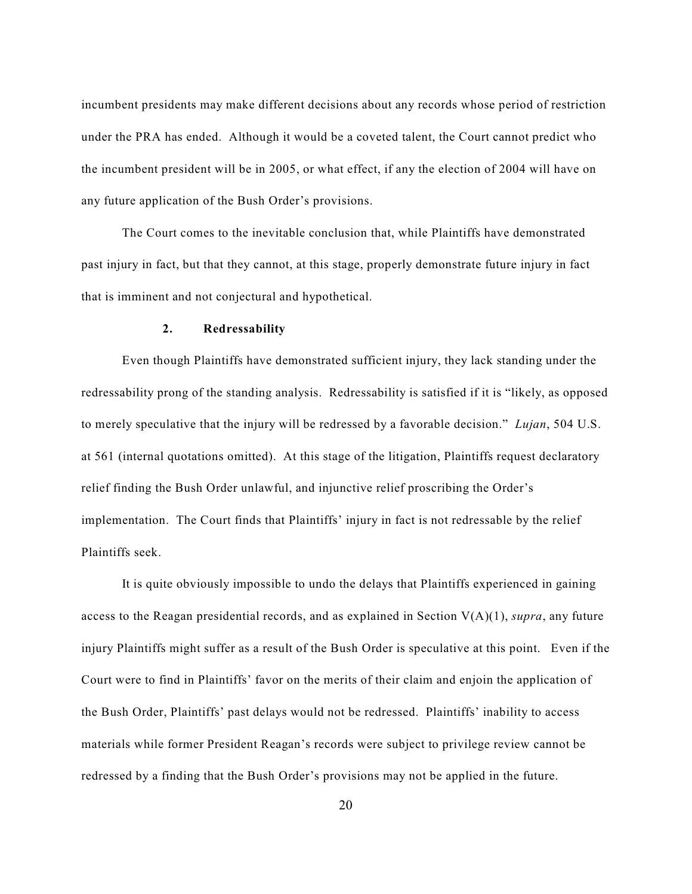incumbent presidents may make different decisions about any records whose period of restriction under the PRA has ended. Although it would be a coveted talent, the Court cannot predict who the incumbent president will be in 2005, or what effect, if any the election of 2004 will have on any future application of the Bush Order's provisions.

The Court comes to the inevitable conclusion that, while Plaintiffs have demonstrated past injury in fact, but that they cannot, at this stage, properly demonstrate future injury in fact that is imminent and not conjectural and hypothetical.

#### 2. Redressability

Even though Plaintiffs have demonstrated sufficient injury, they lack standing under the redressability prong of the standing analysis. Redressability is satisfied if it is "likely, as opposed to merely speculative that the injury will be redressed by a favorable decision." *Lujan*, 504 U.S. at 561 (internal quotations omitted). At this stage of the litigation, Plaintiffs request declaratory relief finding the Bush Order unlawful, and injunctive relief proscribing the Order's implementation. The Court finds that Plaintiffs' injury in fact is not redressable by the relief Plaintiffs seek.

It is quite obviously impossible to undo the delays that Plaintiffs experienced in gaining access to the Reagan presidential records, and as explained in Section V(A)(1), *supra*, any future injury Plaintiffs might suffer as a result of the Bush Order is speculative at this point. Even if the Court were to find in Plaintiffs' favor on the merits of their claim and enjoin the application of the Bush Order, Plaintiffs' past delays would not be redressed. Plaintiffs' inability to access materials while former President Reagan's records were subject to privilege review cannot be redressed by a finding that the Bush Order's provisions may not be applied in the future.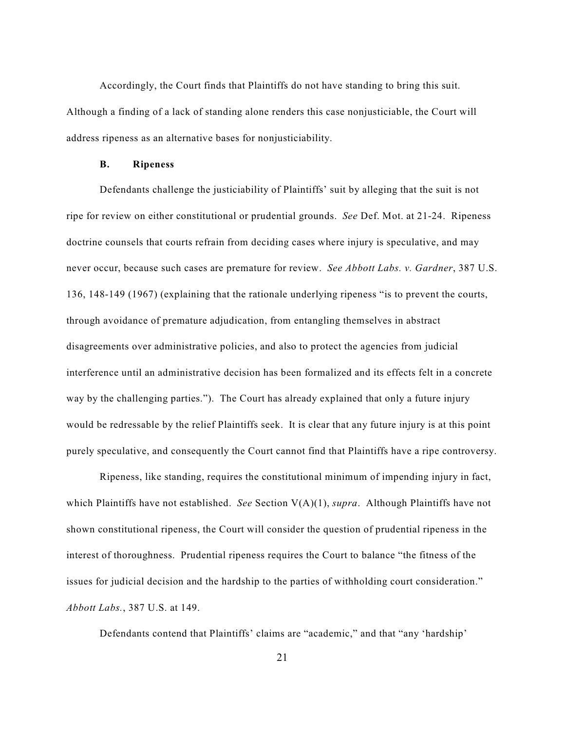Accordingly, the Court finds that Plaintiffs do not have standing to bring this suit. Although a finding of a lack of standing alone renders this case nonjusticiable, the Court will address ripeness as an alternative bases for nonjusticiability.

### B. Ripeness

Defendants challenge the justiciability of Plaintiffs' suit by alleging that the suit is not ripe for review on either constitutional or prudential grounds. *See* Def. Mot. at 21-24. Ripeness doctrine counsels that courts refrain from deciding cases where injury is speculative, and may never occur, because such cases are premature for review. *See Abbott Labs. v. Gardner*, 387 U.S. 136, 148-149 (1967) (explaining that the rationale underlying ripeness "is to prevent the courts, through avoidance of premature adjudication, from entangling themselves in abstract disagreements over administrative policies, and also to protect the agencies from judicial interference until an administrative decision has been formalized and its effects felt in a concrete way by the challenging parties."). The Court has already explained that only a future injury would be redressable by the relief Plaintiffs seek. It is clear that any future injury is at this point purely speculative, and consequently the Court cannot find that Plaintiffs have a ripe controversy.

Ripeness, like standing, requires the constitutional minimum of impending injury in fact, which Plaintiffs have not established. *See* Section V(A)(1), *supra*. Although Plaintiffs have not shown constitutional ripeness, the Court will consider the question of prudential ripeness in the interest of thoroughness. Prudential ripeness requires the Court to balance "the fitness of the issues for judicial decision and the hardship to the parties of withholding court consideration." *Abbott Labs.*, 387 U.S. at 149.

Defendants contend that Plaintiffs' claims are "academic," and that "any 'hardship'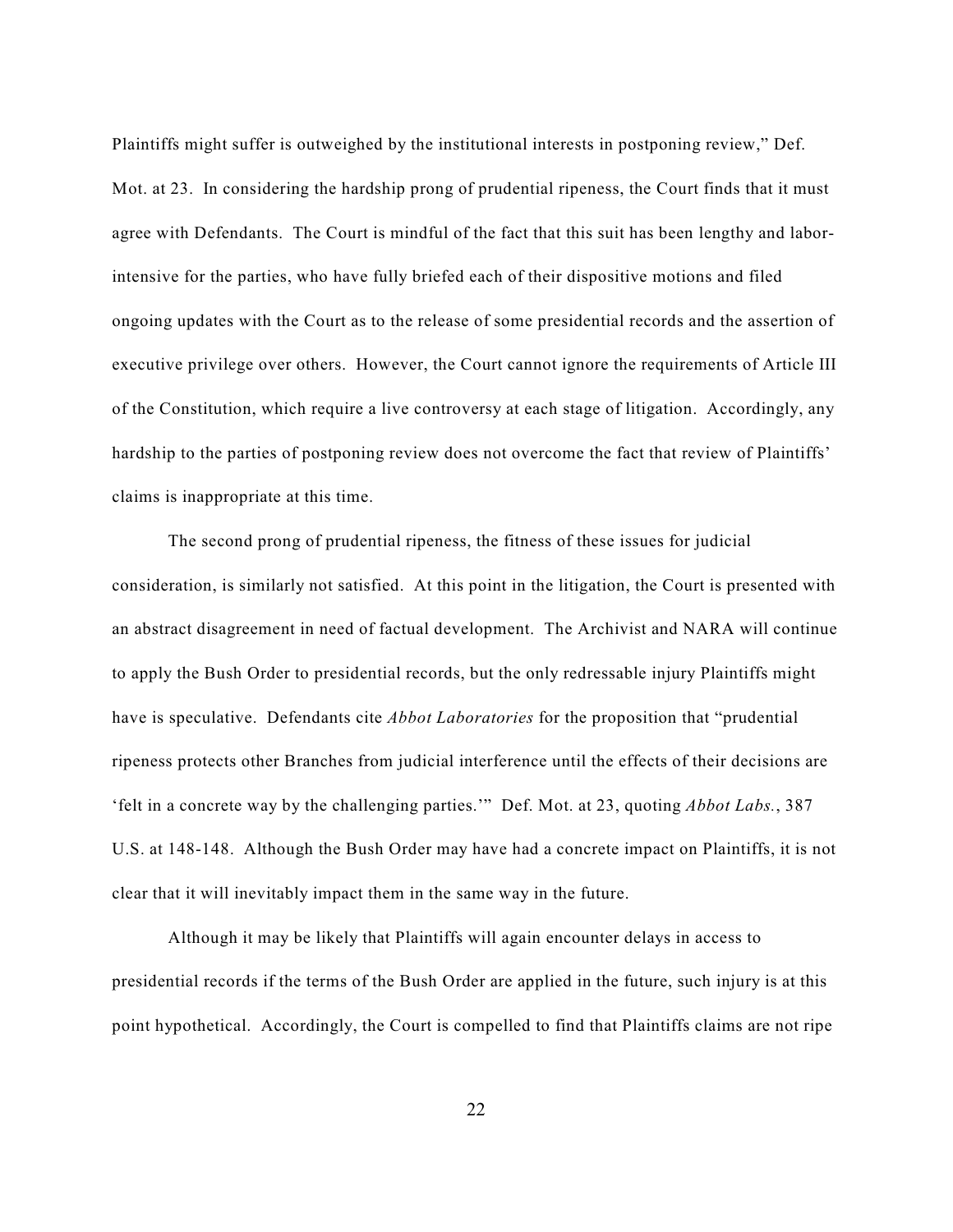Plaintiffs might suffer is outweighed by the institutional interests in postponing review," Def. Mot. at 23. In considering the hardship prong of prudential ripeness, the Court finds that it must agree with Defendants. The Court is mindful of the fact that this suit has been lengthy and labor-intensive for the parties, who have fully briefed each of their dispositive motions and filed ongoing updates with the Court as to the release of some presidential records and the assertion of executive privilege over others. However, the Court cannot ignore the requirements of Article III of the Constitution, which require a live controversy at each stage of litigation. Accordingly, any hardship to the parties of postponing review does not overcome the fact that review of Plaintiffs' claims is inappropriate at this time.

The second prong of prudential ripeness, the fitness of these issues for judicial consideration, is similarly not satisfied. At this point in the litigation, the Court is presented with an abstract disagreement in need of factual development. The Archivist and NARA will continue to apply the Bush Order to presidential records, but the only redressable injury Plaintiffs might have is speculative. Defendants cite *Abbot Laboratories* for the proposition that "prudential ripeness protects other Branches from judicial interference until the effects of their decisions are 'felt in a concrete way by the challenging parties.'" Def. Mot. at 23, quoting *Abbot Labs.*, 387 U.S. at 148-148. Although the Bush Order may have had a concrete impact on Plaintiffs, it is not clear that it will inevitably impact them in the same way in the future.

Although it may be likely that Plaintiffs will again encounter delays in access to presidential records if the terms of the Bush Order are applied in the future, such injury is at this point hypothetical. Accordingly, the Court is compelled to find that Plaintiffs claims are not ripe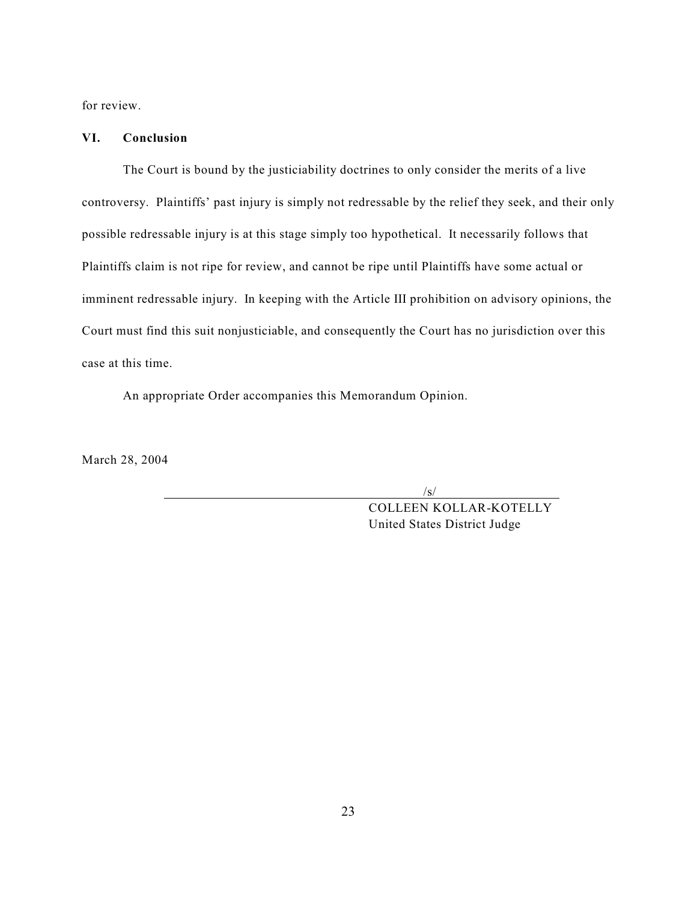for review.

### VI. Conclusion

The Court is bound by the justiciability doctrines to only consider the merits of a live controversy. Plaintiffs' past injury is simply not redressable by the relief they seek, and their only possible redressable injury is at this stage simply too hypothetical. It necessarily follows that Plaintiffs claim is not ripe for review, and cannot be ripe until Plaintiffs have some actual or imminent redressable injury. In keeping with the Article III prohibition on advisory opinions, the Court must find this suit nonjusticiable, and consequently the Court has no jurisdiction over this case at this time.

An appropriate Order accompanies this Memorandum Opinion.

March 28, 2004

/s/

COLLEEN KOLLAR-KOTELLY
United States District Judge